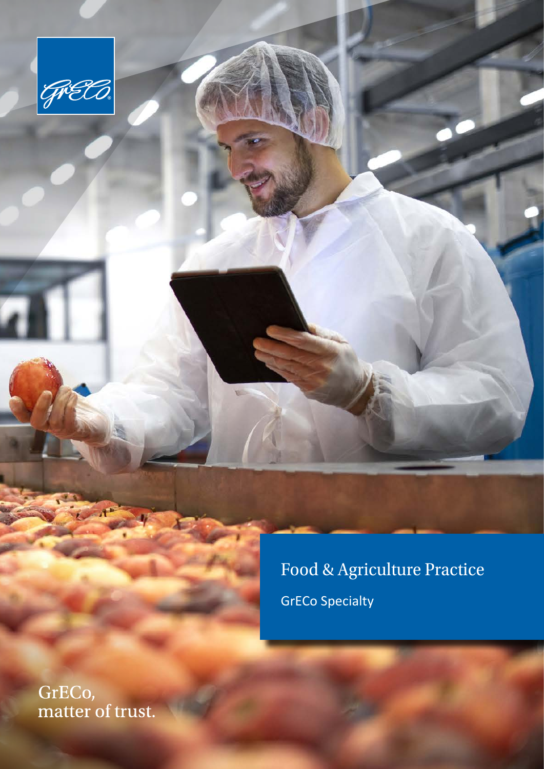# Food & Agriculture Practice

GrECo Specialty

GrECo, matter of trust.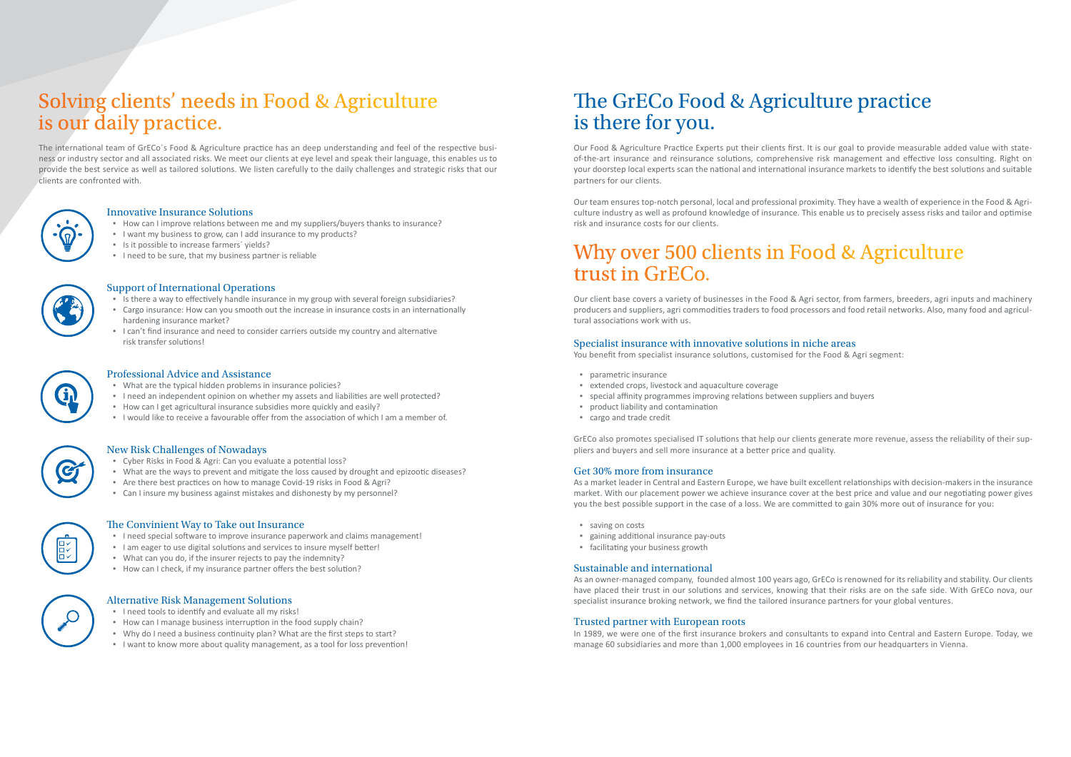# Solving clients' needs in Food & Agriculture is our daily practice.

The international team of GrECo´s Food & Agriculture practice has an deep understanding and feel of the respective business or industry sector and all associated risks. We meet our clients at eye level and speak their language, this enables us to provide the best service as well as tailored solutions. We listen carefully to the daily challenges and strategic risks that our clients are confronted with.

### Innovative Insurance Solutions

- How can I improve relations between me and my suppliers/buyers thanks to insurance?
- I want my business to grow, can I add insurance to my products?
- Is it possible to increase farmers´ yields?
- I need to be sure, that my business partner is reliable

### Support of International Operations

- Is there a way to effectively handle insurance in my group with several foreign subsidiaries?
- Cargo insurance: How can you smooth out the increase in insurance costs in an internationally hardening insurance market?
- I can't find insurance and need to consider carriers outside my country and alternative risk transfer solutions!

### Professional Advice and Assistance

- What are the typical hidden problems in insurance policies?
- I need an independent opinion on whether my assets and liabilities are well protected?
- How can I get agricultural insurance subsidies more quickly and easily?
- I would like to receive a favourable offer from the association of which I am a member of.

### New Risk Challenges of Nowadays

- Cyber Risks in Food & Agri: Can you evaluate a potential loss?
- What are the ways to prevent and mitigate the loss caused by drought and epizootic diseases?
- Are there best practices on how to manage Covid-19 risks in Food & Agri?
- Can I insure my business against mistakes and dishonesty by my personnel?

### The Convinient Way to Take out Insurance

- I need special software to improve insurance paperwork and claims management!
- I am eager to use digital solutions and services to insure myself better!
- What can you do, if the insurer rejects to pay the indemnity?
- How can I check, if my insurance partner offers the best solution?

### Alternative Risk Management Solutions

- I need tools to identify and evaluate all my risks!
- How can I manage business interruption in the food supply chain?
- Why do I need a business continuity plan? What are the first steps to start?
- I want to know more about quality management, as a tool for loss prevention!

# The GrECo Food & Agriculture practice is there for you.

Our Food & Agriculture Practice Experts put their clients first. It is our goal to provide measurable added value with state-of-the-art insurance and reinsurance solutions, comprehensive risk management and effective loss consulting. Right on your doorstep local experts scan the national and international insurance markets to identify the best solutions and suitable partners for our clients.

Our team ensures top-notch personal, local and professional proximity. They have a wealth of experience in the Food & Agriculture industry as well as profound knowledge of insurance. This enable us to precisely assess risks and tailor and optimise risk and insurance costs for our clients.

# Why over 500 clients in Food & Agriculture trust in GrECo.

Our client base covers a variety of businesses in the Food & Agri sector, from farmers, breeders, agri inputs and machinery producers and suppliers, agri commodities traders to food processors and food retail networks. Also, many food and agricultural associations work with us.

### Specialist insurance with innovative solutions in niche areas

You benefit from specialist insurance solutions, customised for the Food & Agri segment:

- parametric insurance
- extended crops, livestock and aquaculture coverage
- special affinity programmes improving relations between suppliers and buyers
- product liability and contamination
- cargo and trade credit

GrECo also promotes specialised IT solutions that help our clients generate more revenue, assess the reliability of their suppliers and buyers and sell more insurance at a better price and quality.

### Get 30% more from insurance

As a market leader in Central and Eastern Europe, we have built excellent relationships with decision-makers in the insurance market. With our placement power we achieve insurance cover at the best price and value and our negotiating power gives you the best possible support in the case of a loss. We are committed to gain 30% more out of insurance for you:

- saving on costs
- gaining additional insurance pay-outs
- facilitating your business growth

### Sustainable and international

As an owner-managed company, founded almost 100 years ago, GrECo is renowned for its reliability and stability. Our clients have placed their trust in our solutions and services, knowing that their risks are on the safe side. With GrECo nova, our specialist insurance broking network, we find the tailored insurance partners for your global ventures.

### Trusted partner with European roots

In 1989, we were one of the first insurance brokers and consultants to expand into Central and Eastern Europe. Today, we manage 60 subsidiaries and more than 1,000 employees in 16 countries from our headquarters in Vienna.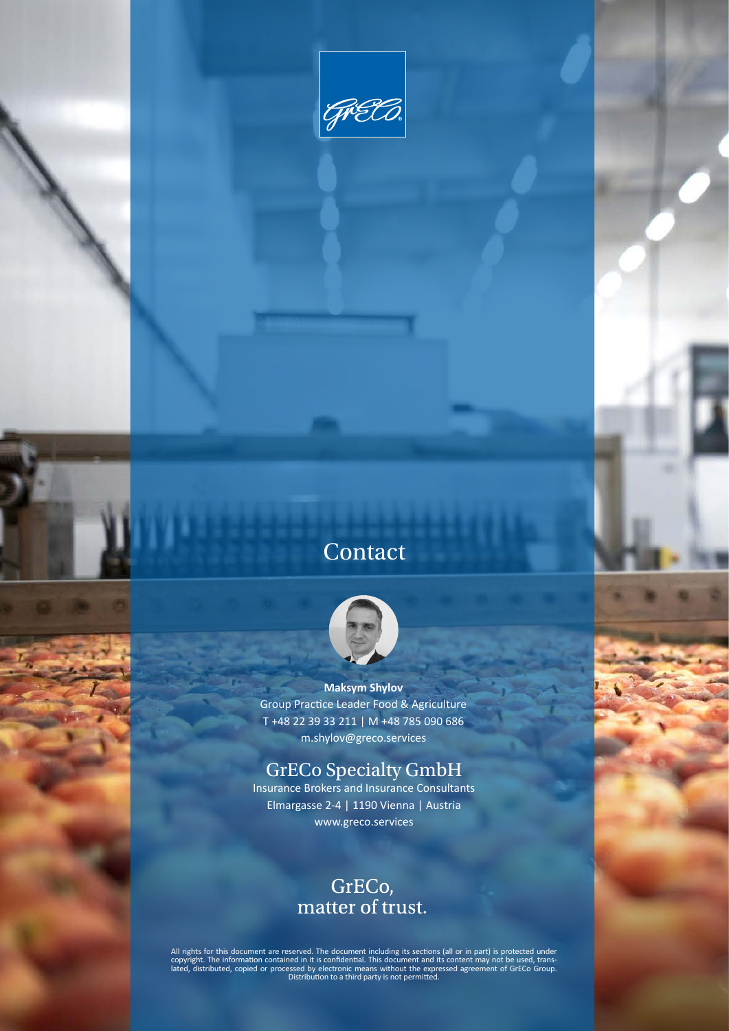# Contact

**Maksym Shylov**
Group Practice Leader Food & Agriculture
T +48 22 39 33 211 | M +48 785 090 686
m.shylov@greco.services

## GrECo Specialty GmbH

Insurance Brokers and Insurance Consultants
Elmargasse 2-4 | 1190 Vienna | Austria
www.greco.services

GrECo,
matter of trust.

All rights for this document are reserved. The document including its sections (all or in part) is protected under copyright. The information contained in it is confidential. This document and its content may not be used, translated, distributed, copied or processed by electronic means without the expressed agreement of GrECo Group. Distribution to a third party is not permitted.